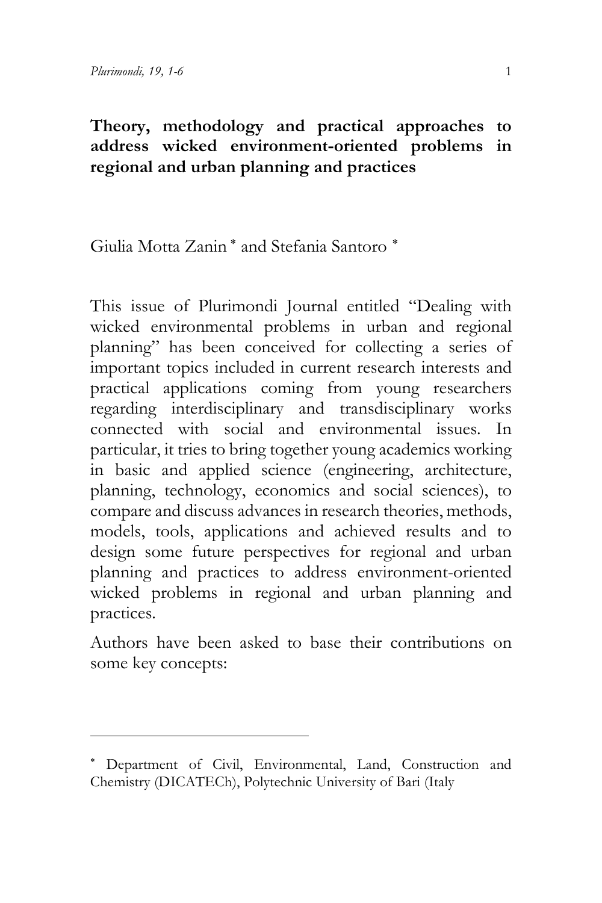# Theory, methodology and practical approaches to address wicked environment-oriented problems in regional and urban planning and practices

Giulia Motta Zanin * and Stefania Santoro *

This issue of Plurimondi Journal entitled "Dealing with wicked environmental problems in urban and regional planning" has been conceived for collecting a series of important topics included in current research interests and practical applications coming from young researchers regarding interdisciplinary and transdisciplinary works connected with social and environmental issues. In particular, it tries to bring together young academics working in basic and applied science (engineering, architecture, planning, technology, economics and social sciences), to compare and discuss advances in research theories, methods, models, tools, applications and achieved results and to design some future perspectives for regional and urban planning and practices to address environment-oriented wicked problems in regional and urban planning and practices.

Authors have been asked to base their contributions on some key concepts:

---

* Department of Civil, Environmental, Land, Construction and Chemistry (DICATECh), Polytechnic University of Bari (Italy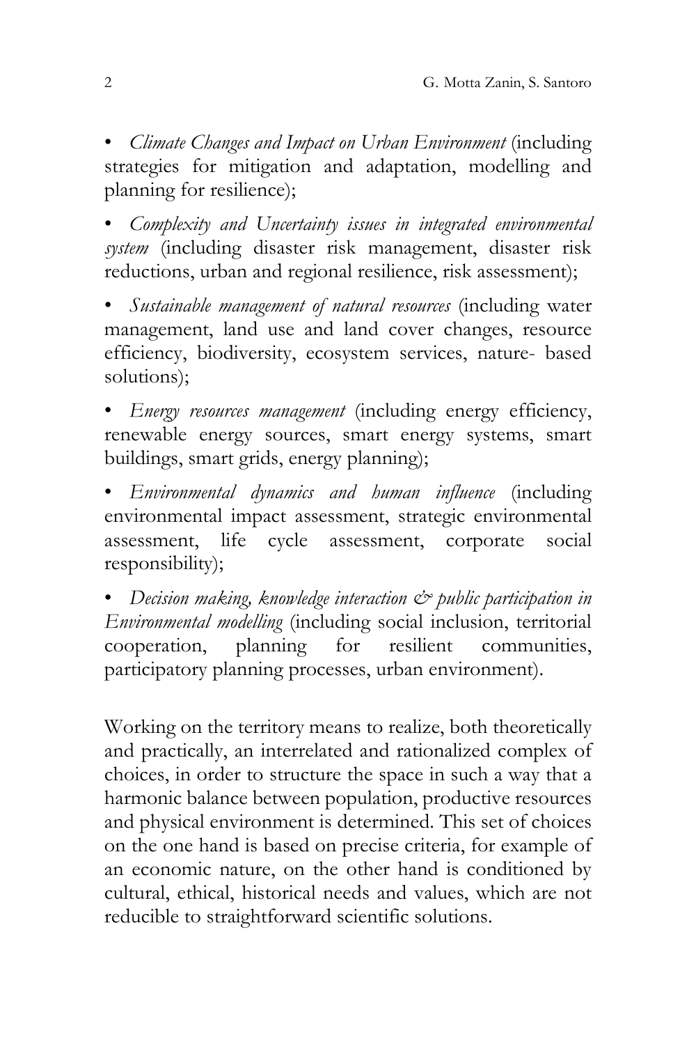- *Climate Changes and Impact on Urban Environment* (including strategies for mitigation and adaptation, modelling and planning for resilience);
- *Complexity and Uncertainty issues in integrated environmental system* (including disaster risk management, disaster risk reductions, urban and regional resilience, risk assessment);
- *Sustainable management of natural resources* (including water management, land use and land cover changes, resource efficiency, biodiversity, ecosystem services, nature- based solutions);
- *Energy resources management* (including energy efficiency, renewable energy sources, smart energy systems, smart buildings, smart grids, energy planning);
- *Environmental dynamics and human influence* (including environmental impact assessment, strategic environmental assessment, life cycle assessment, corporate social responsibility);
- *Decision making, knowledge interaction & public participation in Environmental modelling* (including social inclusion, territorial cooperation, planning for resilient communities, participatory planning processes, urban environment).

Working on the territory means to realize, both theoretically and practically, an interrelated and rationalized complex of choices, in order to structure the space in such a way that a harmonic balance between population, productive resources and physical environment is determined. This set of choices on the one hand is based on precise criteria, for example of an economic nature, on the other hand is conditioned by cultural, ethical, historical needs and values, which are not reducible to straightforward scientific solutions.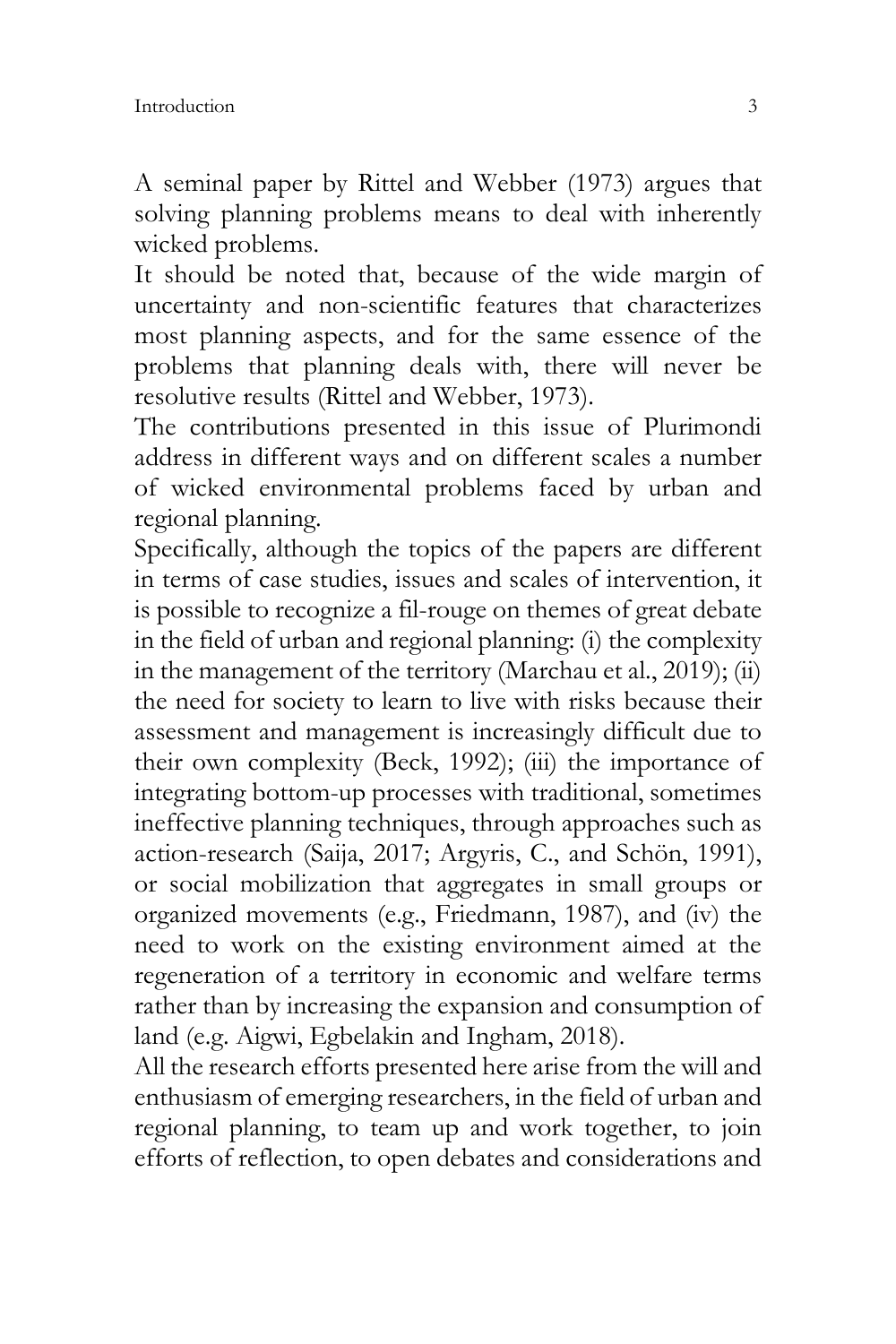A seminal paper by Rittel and Webber (1973) argues that solving planning problems means to deal with inherently wicked problems.

It should be noted that, because of the wide margin of uncertainty and non-scientific features that characterizes most planning aspects, and for the same essence of the problems that planning deals with, there will never be resolutive results (Rittel and Webber, 1973).

The contributions presented in this issue of Plurimondi address in different ways and on different scales a number of wicked environmental problems faced by urban and regional planning.

Specifically, although the topics of the papers are different in terms of case studies, issues and scales of intervention, it is possible to recognize a fil-rouge on themes of great debate in the field of urban and regional planning: (i) the complexity in the management of the territory (Marchau et al., 2019); (ii) the need for society to learn to live with risks because their assessment and management is increasingly difficult due to their own complexity (Beck, 1992); (iii) the importance of integrating bottom-up processes with traditional, sometimes ineffective planning techniques, through approaches such as action-research (Saija, 2017; Argyris, C., and Schön, 1991), or social mobilization that aggregates in small groups or organized movements (e.g., Friedmann, 1987), and (iv) the need to work on the existing environment aimed at the regeneration of a territory in economic and welfare terms rather than by increasing the expansion and consumption of land (e.g. Aigwi, Egbelakin and Ingham, 2018).

All the research efforts presented here arise from the will and enthusiasm of emerging researchers, in the field of urban and regional planning, to team up and work together, to join efforts of reflection, to open debates and considerations and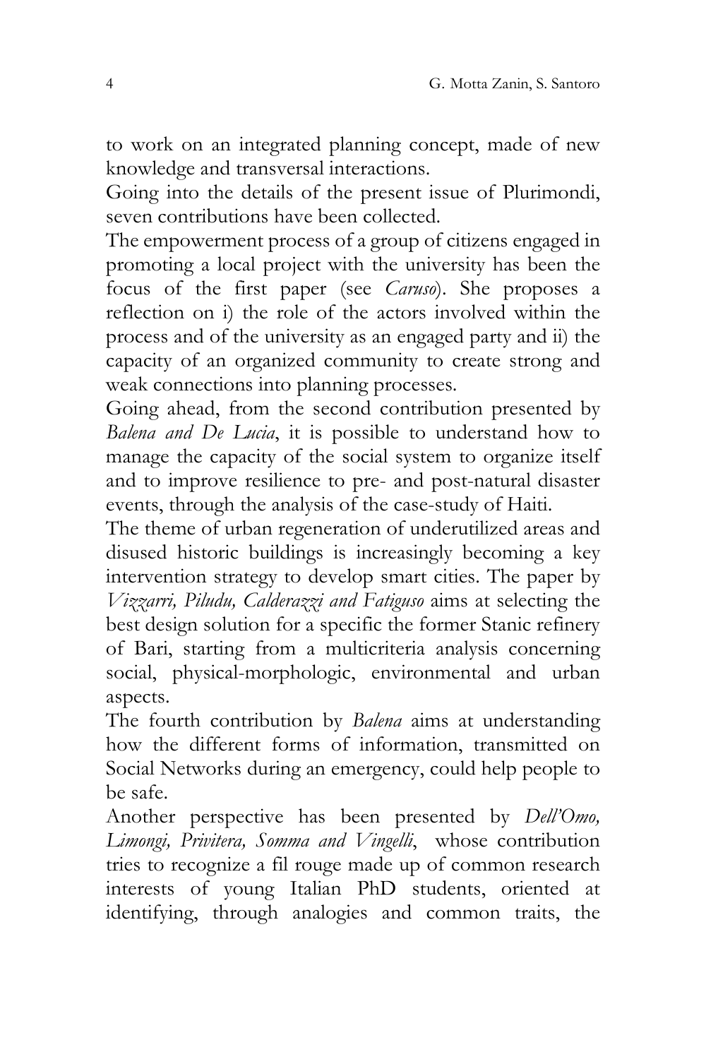to work on an integrated planning concept, made of new knowledge and transversal interactions.

Going into the details of the present issue of Plurimondi, seven contributions have been collected.

The empowerment process of a group of citizens engaged in promoting a local project with the university has been the focus of the first paper (see *Caruso*). She proposes a reflection on i) the role of the actors involved within the process and of the university as an engaged party and ii) the capacity of an organized community to create strong and weak connections into planning processes.

Going ahead, from the second contribution presented by *Balena and De Lucia*, it is possible to understand how to manage the capacity of the social system to organize itself and to improve resilience to pre- and post-natural disaster events, through the analysis of the case-study of Haiti.

The theme of urban regeneration of underutilized areas and disused historic buildings is increasingly becoming a key intervention strategy to develop smart cities. The paper by *Vizzarri, Piludu, Calderazzi and Fatiguso* aims at selecting the best design solution for a specific the former Stanic refinery of Bari, starting from a multicriteria analysis concerning social, physical-morphologic, environmental and urban aspects.

The fourth contribution by *Balena* aims at understanding how the different forms of information, transmitted on Social Networks during an emergency, could help people to be safe.

Another perspective has been presented by *Dell'Omo, Limongi, Privitera, Somma and Vingelli*, whose contribution tries to recognize a fil rouge made up of common research interests of young Italian PhD students, oriented at identifying, through analogies and common traits, the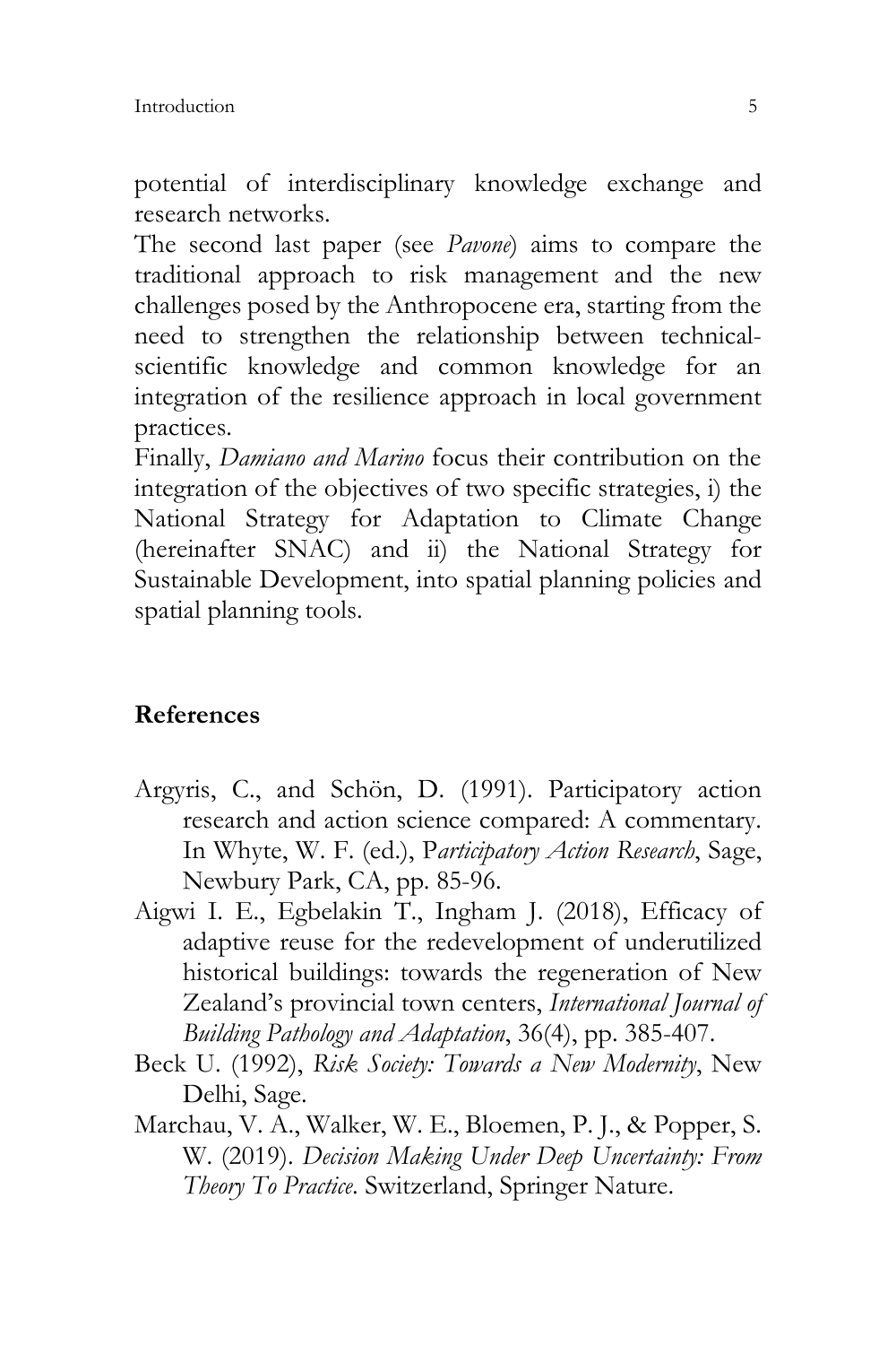potential of interdisciplinary knowledge exchange and research networks.

The second last paper (see *Pavone*) aims to compare the traditional approach to risk management and the new challenges posed by the Anthropocene era, starting from the need to strengthen the relationship between technical-scientific knowledge and common knowledge for an integration of the resilience approach in local government practices.

Finally, *Damiano and Marino* focus their contribution on the integration of the objectives of two specific strategies, i) the National Strategy for Adaptation to Climate Change (hereinafter SNAC) and ii) the National Strategy for Sustainable Development, into spatial planning policies and spatial planning tools.

## References

Argyris, C., and Schön, D. (1991). Participatory action research and action science compared: A commentary. In Whyte, W. F. (ed.), P*articipatory Action Research*, Sage, Newbury Park, CA, pp. 85-96.

Aigwi I. E., Egbelakin T., Ingham J. (2018), Efficacy of adaptive reuse for the redevelopment of underutilized historical buildings: towards the regeneration of New Zealand's provincial town centers, *International Journal of Building Pathology and Adaptation*, 36(4), pp. 385-407.

Beck U. (1992), *Risk Society: Towards a New Modernity*, New Delhi, Sage.

Marchau, V. A., Walker, W. E., Bloemen, P. J., & Popper, S. W. (2019). *Decision Making Under Deep Uncertainty: From Theory To Practice*. Switzerland, Springer Nature.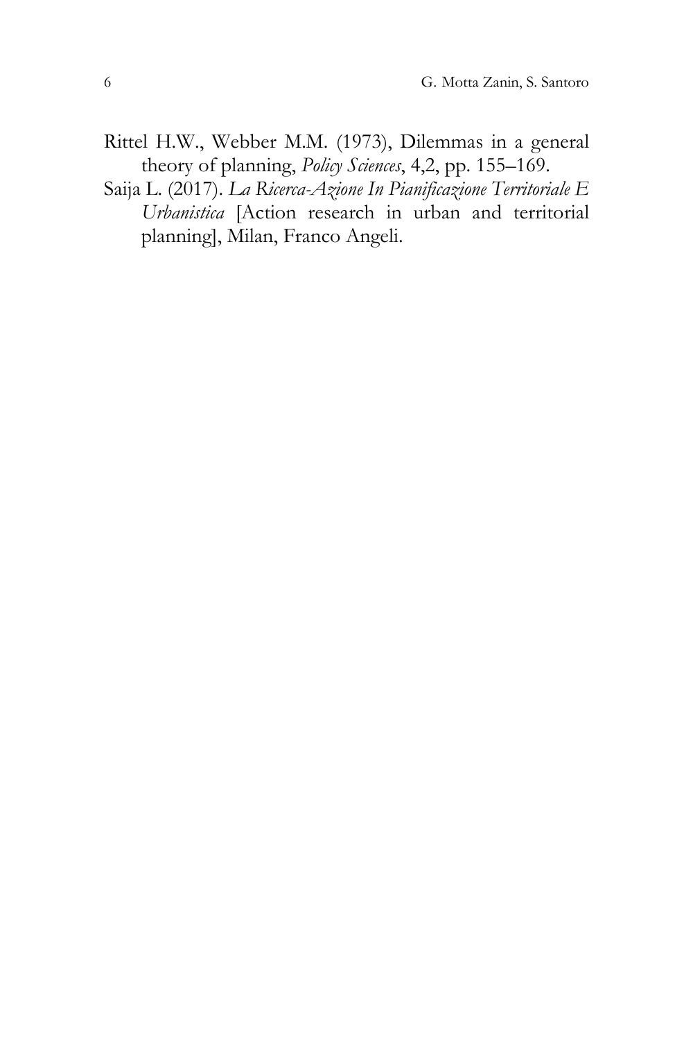Rittel H.W., Webber M.M. (1973), Dilemmas in a general theory of planning, *Policy Sciences*, 4,2, pp. 155–169.

Saija L. (2017). *La Ricerca-Azione In Pianificazione Territoriale E Urbanistica* [Action research in urban and territorial planning], Milan, Franco Angeli.